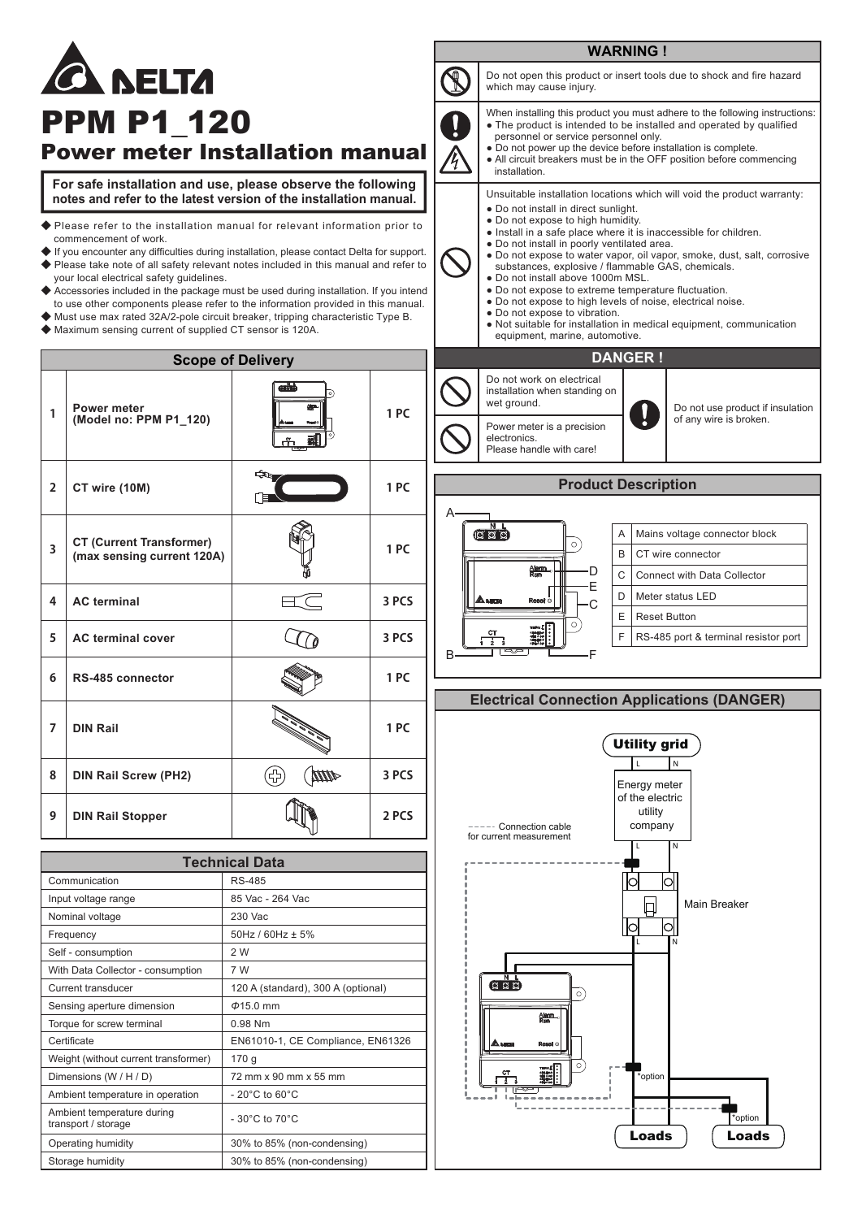# DELTA

# PPM P1_120

## Power meter Installation manual

**For safe installation and use, please observe the following notes and refer to the latest version of the installation manual.**

- Please refer to the installation manual for relevant information prior to commencement of work.
- If you encounter any difficulties during installation, please contact Delta for support.
- Please take note of all safety relevant notes included in this manual and refer to your local electrical safety guidelines.
- Accessories included in the package must be used during installation. If you intend to use other components please refer to the information provided in this manual.
- Must use max rated 32A/2-pole circuit breaker, tripping characteristic Type B.
- Maximum sensing current of supplied CT sensor is 120A.

### Scope of Delivery

| No. | Item | Qty |
|---|---|---|
| 1 | **Power meter (Model no: PPM P1_120)** | 1 PC |
| 2 | **CT wire (10M)** | 1 PC |
| 3 | **CT (Current Transformer) (max sensing current 120A)** | 1 PC |
| 4 | **AC terminal** | 3 PCS |
| 5 | **AC terminal cover** | 3 PCS |
| 6 | **RS-485 connector** | 1 PC |
| 7 | **DIN Rail** | 1 PC |
| 8 | **DIN Rail Screw (PH2)** | 3 PCS |
| 9 | **DIN Rail Stopper** | 2 PCS |

### Technical Data

| Parameter | Value |
|---|---|
| Communication | RS-485 |
| Input voltage range | 85 Vac - 264 Vac |
| Nominal voltage | 230 Vac |
| Frequency | 50Hz / 60Hz ± 5% |
| Self - consumption | 2 W |
| With Data Collector - consumption | 7 W |
| Current transducer | 120 A (standard), 300 A (optional) |
| Sensing aperture dimension | Φ15.0 mm |
| Torque for screw terminal | 0.98 Nm |
| Certificate | EN61010-1, CE Compliance, EN61326 |
| Weight (without current transformer) | 170 g |
| Dimensions (W / H / D) | 72 mm x 90 mm x 55 mm |
| Ambient temperature in operation | - 20°C to 60°C |
| Ambient temperature during transport / storage | - 30°C to 70°C |
| Operating humidity | 30% to 85% (non-condensing) |
| Storage humidity | 30% to 85% (non-condensing) |

### WARNING !

Do not open this product or insert tools due to shock and fire hazard which may cause injury.

When installing this product you must adhere to the following instructions:
- The product is intended to be installed and operated by qualified personnel or service personnel only.
- Do not power up the device before installation is complete.
- All circuit breakers must be in the OFF position before commencing installation.

Unsuitable installation locations which will void the product warranty:
- Do not install in direct sunlight.
- Do not expose to high humidity.
- Install in a safe place where it is inaccessible for children.
- Do not install in poorly ventilated area.
- Do not expose to water vapor, oil vapor, smoke, dust, salt, corrosive substances, explosive / flammable GAS, chemicals.
- Do not install above 1000m MSL.
- Do not expose to extreme temperature fluctuation.
- Do not expose to high levels of noise, electrical noise.
- Do not expose to vibration.
- Not suitable for installation in medical equipment, communication equipment, marine, automotive.

### DANGER !

Do not work on electrical installation when standing on wet ground.

Power meter is a precision electronics. Please handle with care!

Do not use product if insulation of any wire is broken.

### Product Description

| | |
|---|---|
| A | Mains voltage connector block |
| B | CT wire connector |
| C | Connect with Data Collector |
| D | Meter status LED |
| E | Reset Button |
| F | RS-485 port & terminal resistor port |

### Electrical Connection Applications (DANGER)

Utility grid

Energy meter of the electric utility company

Main Breaker

Connection cable for current measurement

*option

*option

Loads

Loads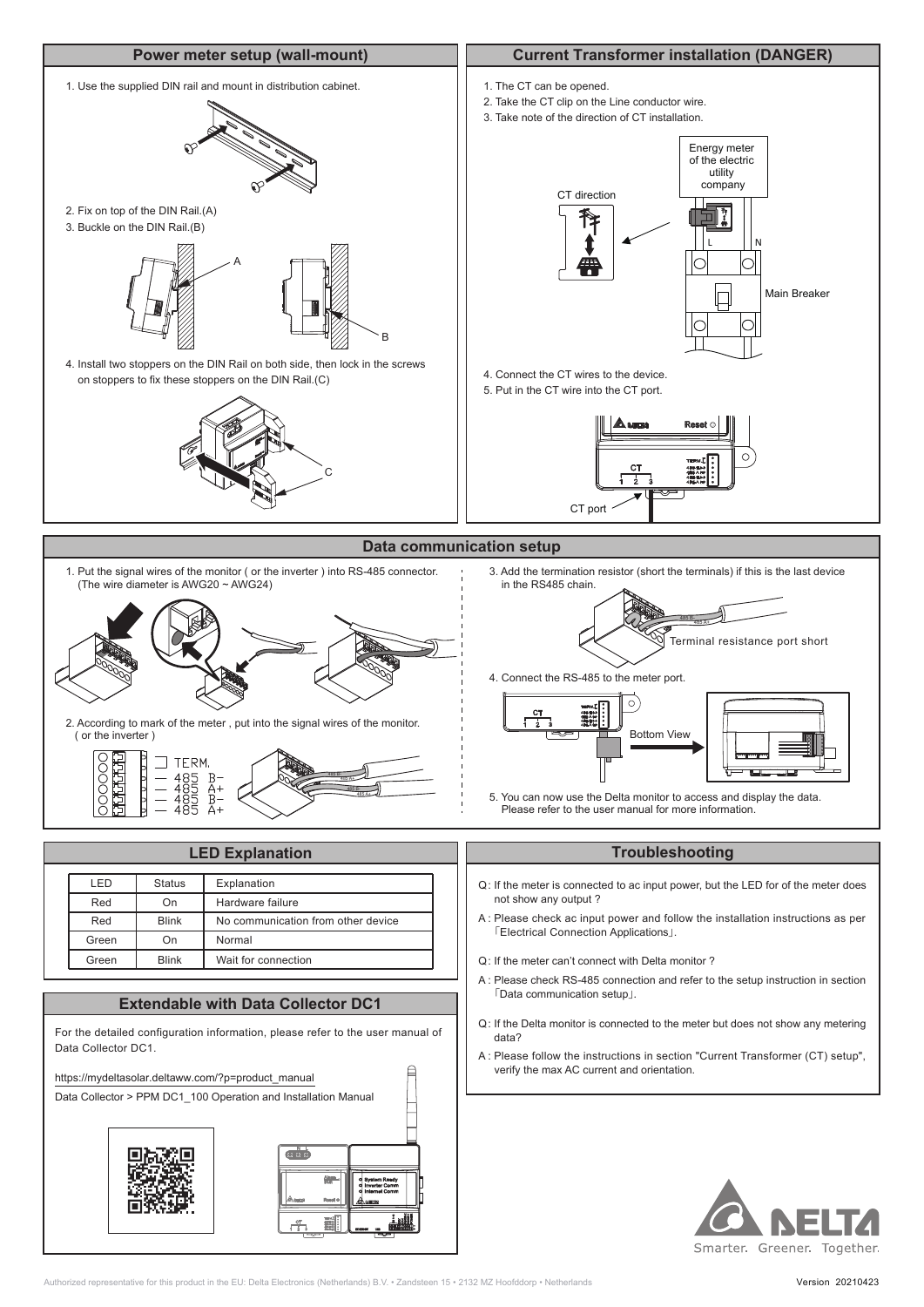## Power meter setup (wall-mount)

1. Use the supplied DIN rail and mount in distribution cabinet.
2. Fix on top of the DIN Rail.(A)
3. Buckle on the DIN Rail.(B)

A

B

4. Install two stoppers on the DIN Rail on both side, then lock in the screws on stoppers to fix these stoppers on the DIN Rail.(C)

C

## Current Transformer installation (DANGER)

1. The CT can be opened.
2. Take the CT clip on the Line conductor wire.
3. Take note of the direction of CT installation.

CT direction

Energy meter of the electric utility company

L N

Main Breaker

4. Connect the CT wires to the device.
5. Put in the CT wire into the CT port.

Reset

CT
1 2 3

CT port

## Data communication setup

1. Put the signal wires of the monitor ( or the inverter ) into RS-485 connector. (The wire diameter is AWG20 ~ AWG24)
2. According to mark of the meter , put into the signal wires of the monitor. ( or the inverter )

TERM.
485 B-
485 A+
485 B-
485 A+

3. Add the termination resistor (short the terminals) if this is the last device in the RS485 chain.

Terminal resistance port short

4. Connect the RS-485 to the meter port.

Bottom View

5. You can now use the Delta monitor to access and display the data. Please refer to the user manual for more information.

## LED Explanation

| LED | Status | Explanation |
|---|---|---|
| Red | On | Hardware failure |
| Red | Blink | No communication from other device |
| Green | On | Normal |
| Green | Blink | Wait for connection |

## Extendable with Data Collector DC1

For the detailed configuration information, please refer to the user manual of Data Collector DC1.

https://mydeltasolar.deltaww.com/?p=product_manual

Data Collector > PPM DC1_100 Operation and Installation Manual

## Troubleshooting

Q: If the meter is connected to ac input power, but the LED for of the meter does not show any output ?

A : Please check ac input power and follow the installation instructions as per 「Electrical Connection Applications」.

Q: If the meter can't connect with Delta monitor ?

A : Please check RS-485 connection and refer to the setup instruction in section 「Data communication setup」.

Q: If the Delta monitor is connected to the meter but does not show any metering data?

A : Please follow the instructions in section "Current Transformer (CT) setup", verify the max AC current and orientation.

DELTA
Smarter. Greener. Together.

Authorized representative for this product in the EU: Delta Electronics (Netherlands) B.V. • Zandsteen 15 • 2132 MZ Hoofddorp • Netherlands

Version 20210423